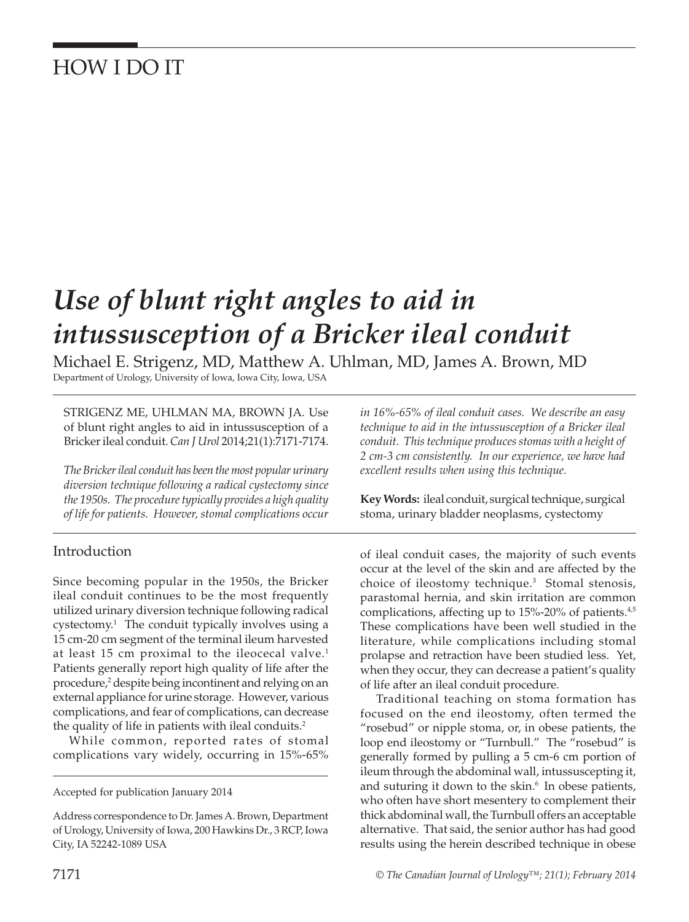# HOW I DO IT

# *Use of blunt right angles to aid in intussusception of a Bricker ileal conduit*

Michael E. Strigenz, MD, Matthew A. Uhlman, MD, James A. Brown, MD

Department of Urology, University of Iowa, Iowa City, Iowa, USA

STRIGENZ ME, UHLMAN MA, BROWN JA. Use of blunt right angles to aid in intussusception of a Bricker ileal conduit. *Can J Urol* 2014;21(1):7171-7174.

*The Bricker ileal conduit has been the most popular urinary diversion technique following a radical cystectomy since the 1950s. The procedure typically provides a high quality of life for patients. However, stomal complications occur in 16%-65% of ileal conduit cases. We describe an easy technique to aid in the intussusception of a Bricker ileal conduit. This technique produces stomas with a height of 2 cm-3 cm consistently. In our experience, we have had excellent results when using this technique.*

**Key Words:** ileal conduit, surgical technique, surgical stoma, urinary bladder neoplasms, cystectomy

## Introduction

Since becoming popular in the 1950s, the Bricker ileal conduit continues to be the most frequently utilized urinary diversion technique following radical cystectomy.[1] The conduit typically involves using a 15 cm-20 cm segment of the terminal ileum harvested at least 15 cm proximal to the ileocecal valve.[1] Patients generally report high quality of life after the procedure,[2] despite being incontinent and relying on an external appliance for urine storage. However, various complications, and fear of complications, can decrease the quality of life in patients with ileal conduits.[2]

While common, reported rates of stomal complications vary widely, occurring in 15%-65% of ileal conduit cases, the majority of such events occur at the level of the skin and are affected by the choice of ileostomy technique.[3] Stomal stenosis, parastomal hernia, and skin irritation are common complications, affecting up to 15%-20% of patients.[4,5] These complications have been well studied in the literature, while complications including stomal prolapse and retraction have been studied less. Yet, when they occur, they can decrease a patient's quality of life after an ileal conduit procedure.

Traditional teaching on stoma formation has focused on the end ileostomy, often termed the "rosebud" or nipple stoma, or, in obese patients, the loop end ileostomy or "Turnbull." The "rosebud" is generally formed by pulling a 5 cm-6 cm portion of ileum through the abdominal wall, intussuscepting it, and suturing it down to the skin.[6] In obese patients, who often have short mesentery to complement their thick abdominal wall, the Turnbull offers an acceptable alternative. That said, the senior author has had good results using the herein described technique in obese

Accepted for publication January 2014

Address correspondence to Dr. James A. Brown, Department of Urology, University of Iowa, 200 Hawkins Dr., 3 RCP, Iowa City, IA 52242-1089 USA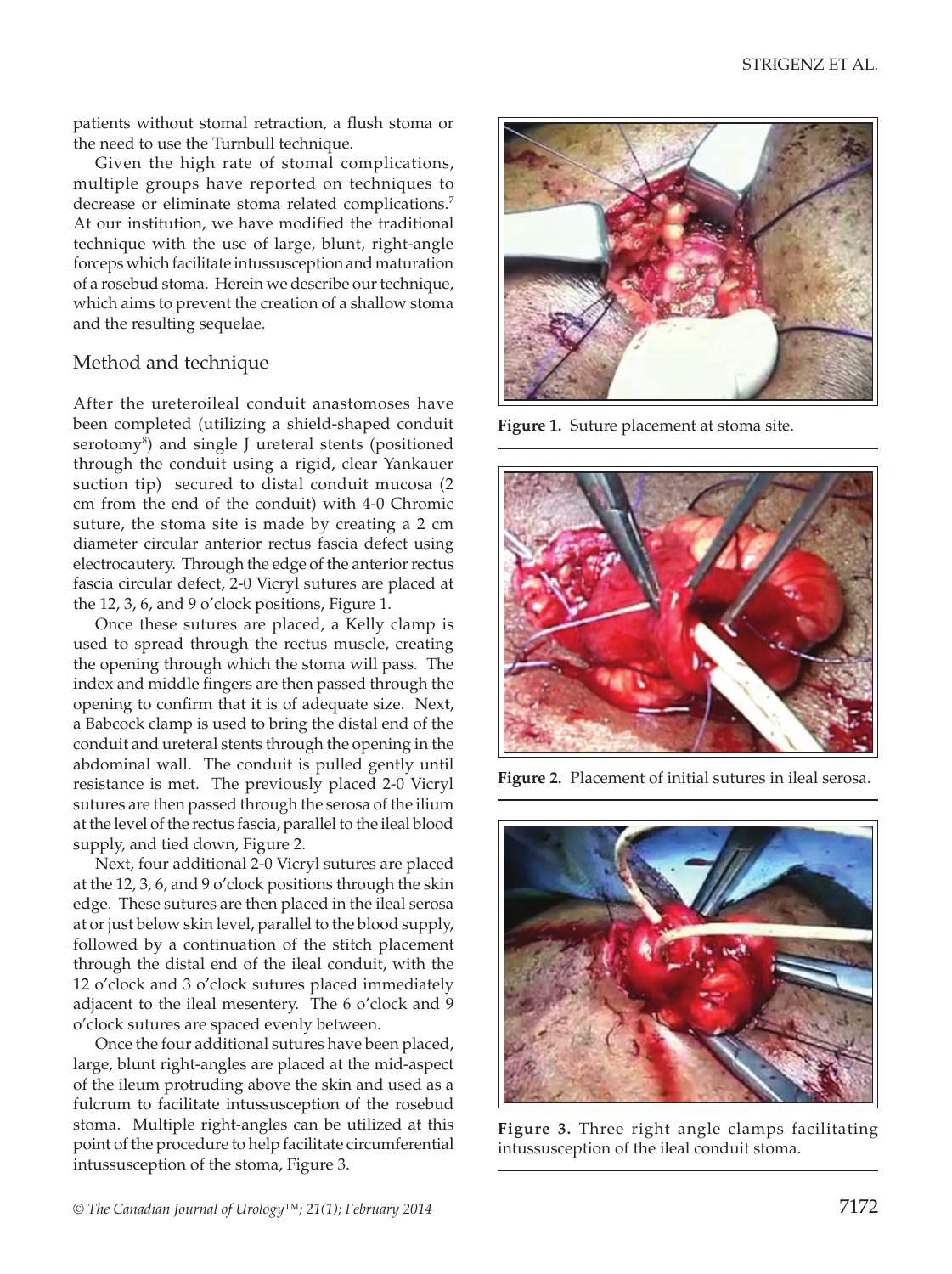patients without stomal retraction, a flush stoma or the need to use the Turnbull technique.

Given the high rate of stomal complications, multiple groups have reported on techniques to decrease or eliminate stoma related complications.[7] At our institution, we have modified the traditional technique with the use of large, blunt, right-angle forceps which facilitate intussusception and maturation of a rosebud stoma. Herein we describe our technique, which aims to prevent the creation of a shallow stoma and the resulting sequelae.

## Method and technique

After the ureteroileal conduit anastomoses have been completed (utilizing a shield-shaped conduit serotomy[8]) and single J ureteral stents (positioned through the conduit using a rigid, clear Yankauer suction tip) secured to distal conduit mucosa (2 cm from the end of the conduit) with 4-0 Chromic suture, the stoma site is made by creating a 2 cm diameter circular anterior rectus fascia defect using electrocautery. Through the edge of the anterior rectus fascia circular defect, 2-0 Vicryl sutures are placed at the 12, 3, 6, and 9 o'clock positions, Figure 1.

Once these sutures are placed, a Kelly clamp is used to spread through the rectus muscle, creating the opening through which the stoma will pass. The index and middle fingers are then passed through the opening to confirm that it is of adequate size. Next, a Babcock clamp is used to bring the distal end of the conduit and ureteral stents through the opening in the abdominal wall. The conduit is pulled gently until resistance is met. The previously placed 2-0 Vicryl sutures are then passed through the serosa of the ilium at the level of the rectus fascia, parallel to the ileal blood supply, and tied down, Figure 2.

Next, four additional 2-0 Vicryl sutures are placed at the 12, 3, 6, and 9 o'clock positions through the skin edge. These sutures are then placed in the ileal serosa at or just below skin level, parallel to the blood supply, followed by a continuation of the stitch placement through the distal end of the ileal conduit, with the 12 o'clock and 3 o'clock sutures placed immediately adjacent to the ileal mesentery. The 6 o'clock and 9 o'clock sutures are spaced evenly between.

Once the four additional sutures have been placed, large, blunt right-angles are placed at the mid-aspect of the ileum protruding above the skin and used as a fulcrum to facilitate intussusception of the rosebud stoma. Multiple right-angles can be utilized at this point of the procedure to help facilitate circumferential intussusception of the stoma, Figure 3.

**Figure 1.** Suture placement at stoma site.

**Figure 2.** Placement of initial sutures in ileal serosa.

**Figure 3.** Three right angle clamps facilitating intussusception of the ileal conduit stoma.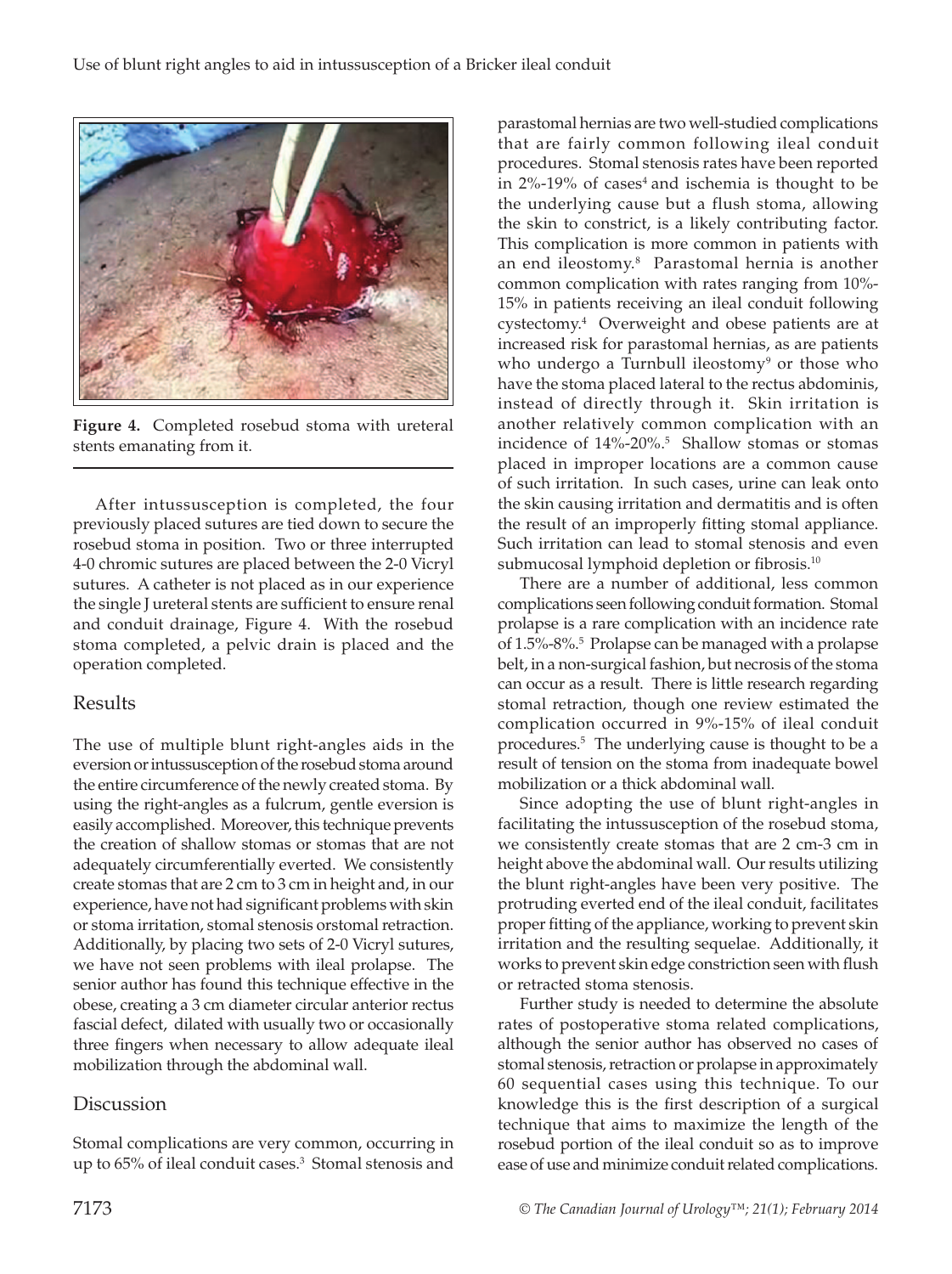Figure 4. Completed rosebud stoma with ureteral stents emanating from it.

After intussusception is completed, the four previously placed sutures are tied down to secure the rosebud stoma in position. Two or three interrupted 4-0 chromic sutures are placed between the 2-0 Vicryl sutures. A catheter is not placed as in our experience the single J ureteral stents are sufficient to ensure renal and conduit drainage, Figure 4. With the rosebud stoma completed, a pelvic drain is placed and the operation completed.

## Results

The use of multiple blunt right-angles aids in the eversion or intussusception of the rosebud stoma around the entire circumference of the newly created stoma. By using the right-angles as a fulcrum, gentle eversion is easily accomplished. Moreover, this technique prevents the creation of shallow stomas or stomas that are not adequately circumferentially everted. We consistently create stomas that are 2 cm to 3 cm in height and, in our experience, have not had significant problems with skin or stoma irritation, stomal stenosis orstomal retraction. Additionally, by placing two sets of 2-0 Vicryl sutures, we have not seen problems with ileal prolapse. The senior author has found this technique effective in the obese, creating a 3 cm diameter circular anterior rectus fascial defect, dilated with usually two or occasionally three fingers when necessary to allow adequate ileal mobilization through the abdominal wall.

## Discussion

Stomal complications are very common, occurring in up to 65% of ileal conduit cases.[3] Stomal stenosis and parastomal hernias are two well-studied complications that are fairly common following ileal conduit procedures. Stomal stenosis rates have been reported in 2%-19% of cases[4] and ischemia is thought to be the underlying cause but a flush stoma, allowing the skin to constrict, is a likely contributing factor. This complication is more common in patients with an end ileostomy.[8] Parastomal hernia is another common complication with rates ranging from 10%-15% in patients receiving an ileal conduit following cystectomy.[4] Overweight and obese patients are at increased risk for parastomal hernias, as are patients who undergo a Turnbull ileostomy[9] or those who have the stoma placed lateral to the rectus abdominis, instead of directly through it. Skin irritation is another relatively common complication with an incidence of 14%-20%.[5] Shallow stomas or stomas placed in improper locations are a common cause of such irritation. In such cases, urine can leak onto the skin causing irritation and dermatitis and is often the result of an improperly fitting stomal appliance. Such irritation can lead to stomal stenosis and even submucosal lymphoid depletion or fibrosis.[10]

There are a number of additional, less common complications seen following conduit formation. Stomal prolapse is a rare complication with an incidence rate of 1.5%-8%.[5] Prolapse can be managed with a prolapse belt, in a non-surgical fashion, but necrosis of the stoma can occur as a result. There is little research regarding stomal retraction, though one review estimated the complication occurred in 9%-15% of ileal conduit procedures.[5] The underlying cause is thought to be a result of tension on the stoma from inadequate bowel mobilization or a thick abdominal wall.

Since adopting the use of blunt right-angles in facilitating the intussusception of the rosebud stoma, we consistently create stomas that are 2 cm-3 cm in height above the abdominal wall. Our results utilizing the blunt right-angles have been very positive. The protruding everted end of the ileal conduit, facilitates proper fitting of the appliance, working to prevent skin irritation and the resulting sequelae. Additionally, it works to prevent skin edge constriction seen with flush or retracted stoma stenosis.

Further study is needed to determine the absolute rates of postoperative stoma related complications, although the senior author has observed no cases of stomal stenosis, retraction or prolapse in approximately 60 sequential cases using this technique. To our knowledge this is the first description of a surgical technique that aims to maximize the length of the rosebud portion of the ileal conduit so as to improve ease of use and minimize conduit related complications.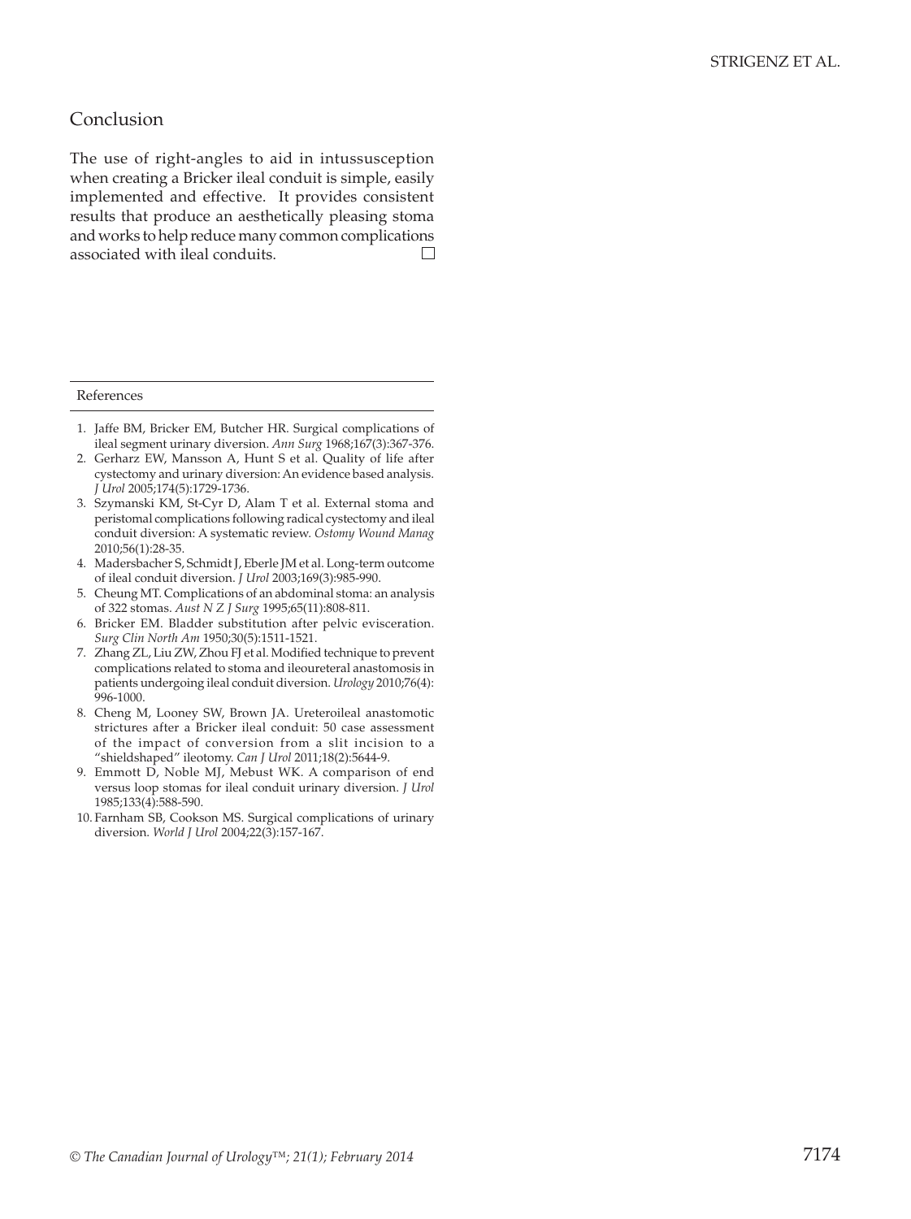## Conclusion

The use of right-angles to aid in intussusception when creating a Bricker ileal conduit is simple, easily implemented and effective. It provides consistent results that produce an aesthetically pleasing stoma and works to help reduce many common complications associated with ileal conduits. □

### References

1. Jaffe BM, Bricker EM, Butcher HR. Surgical complications of ileal segment urinary diversion. *Ann Surg* 1968;167(3):367-376.
2. Gerharz EW, Mansson A, Hunt S et al. Quality of life after cystectomy and urinary diversion: An evidence based analysis. *J Urol* 2005;174(5):1729-1736.
3. Szymanski KM, St-Cyr D, Alam T et al. External stoma and peristomal complications following radical cystectomy and ileal conduit diversion: A systematic review. *Ostomy Wound Manag* 2010;56(1):28-35.
4. Madersbacher S, Schmidt J, Eberle JM et al. Long-term outcome of ileal conduit diversion. *J Urol* 2003;169(3):985-990.
5. Cheung MT. Complications of an abdominal stoma: an analysis of 322 stomas. *Aust N Z J Surg* 1995;65(11):808-811.
6. Bricker EM. Bladder substitution after pelvic evisceration. *Surg Clin North Am* 1950;30(5):1511-1521.
7. Zhang ZL, Liu ZW, Zhou FJ et al. Modified technique to prevent complications related to stoma and ileoureteral anastomosis in patients undergoing ileal conduit diversion. *Urology* 2010;76(4): 996-1000.
8. Cheng M, Looney SW, Brown JA. Ureteroileal anastomotic strictures after a Bricker ileal conduit: 50 case assessment of the impact of conversion from a slit incision to a "shieldshaped" ileotomy. *Can J Urol* 2011;18(2):5644-9.
9. Emmott D, Noble MJ, Mebust WK. A comparison of end versus loop stomas for ileal conduit urinary diversion. *J Urol* 1985;133(4):588-590.
10. Farnham SB, Cookson MS. Surgical complications of urinary diversion. *World J Urol* 2004;22(3):157-167.